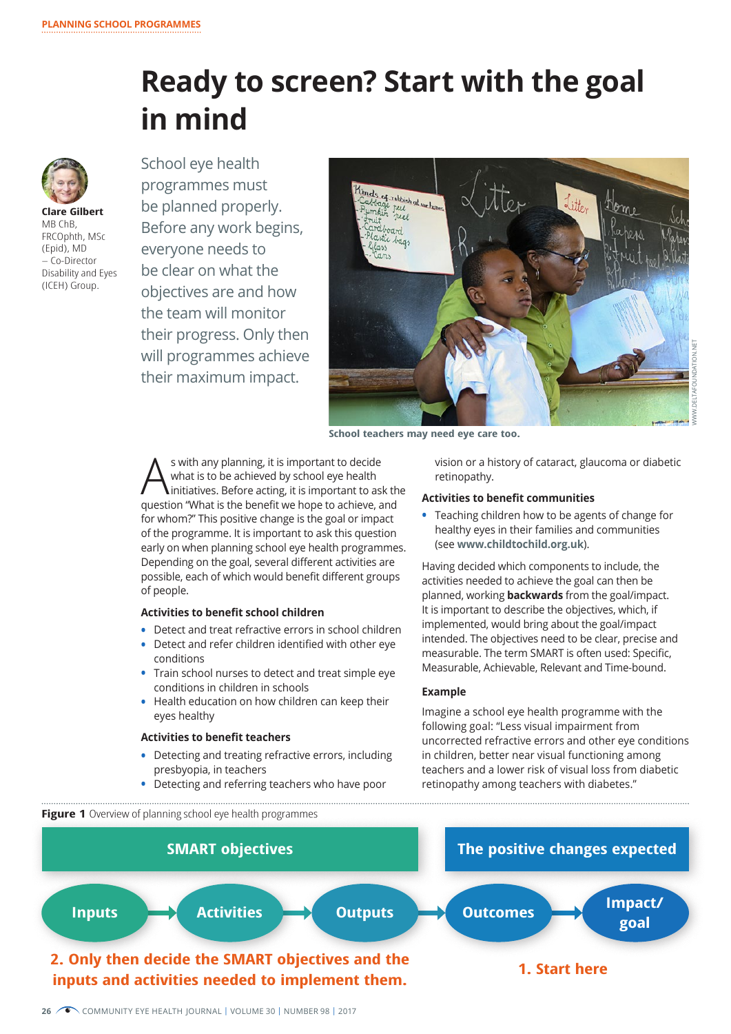PLANNING SCHOOL PROGRAMMES

# Ready to screen? Start with the goal in mind

**Clare Gilbert**
MB ChB, FRCOphth, MSc (Epid), MD – Co-Director Disability and Eyes (ICEH) Group.

School eye health programmes must be planned properly. Before any work begins, everyone needs to be clear on what the objectives are and how the team will monitor their progress. Only then will programmes achieve their maximum impact.

School teachers may need eye care too.

As with any planning, it is important to decide what is to be achieved by school eye health initiatives. Before acting, it is important to ask the question "What is the benefit we hope to achieve, and for whom?" This positive change is the goal or impact of the programme. It is important to ask this question early on when planning school eye health programmes. Depending on the goal, several different activities are possible, each of which would benefit different groups of people.

### Activities to benefit school children

- Detect and treat refractive errors in school children
- Detect and refer children identified with other eye conditions
- Train school nurses to detect and treat simple eye conditions in children in schools
- Health education on how children can keep their eyes healthy

### Activities to benefit teachers

- Detecting and treating refractive errors, including presbyopia, in teachers
- Detecting and referring teachers who have poor vision or a history of cataract, glaucoma or diabetic retinopathy.

### Activities to benefit communities

- Teaching children how to be agents of change for healthy eyes in their families and communities (see **www.childtochild.org.uk**).

Having decided which components to include, the activities needed to achieve the goal can then be planned, working **backwards** from the goal/impact. It is important to describe the objectives, which, if implemented, would bring about the goal/impact intended. The objectives need to be clear, precise and measurable. The term SMART is often used: Specific, Measurable, Achievable, Relevant and Time-bound.

### Example

Imagine a school eye health programme with the following goal: "Less visual impairment from uncorrected refractive errors and other eye conditions in children, better near visual functioning among teachers and a lower risk of visual loss from diabetic retinopathy among teachers with diabetes."

**Figure 1** Overview of planning school eye health programmes

SMART objectives | The positive changes expected

Inputs → Activities → Outputs → Outcomes → Impact/goal

2. Only then decide the SMART objectives and the inputs and activities needed to implement them.

1. Start here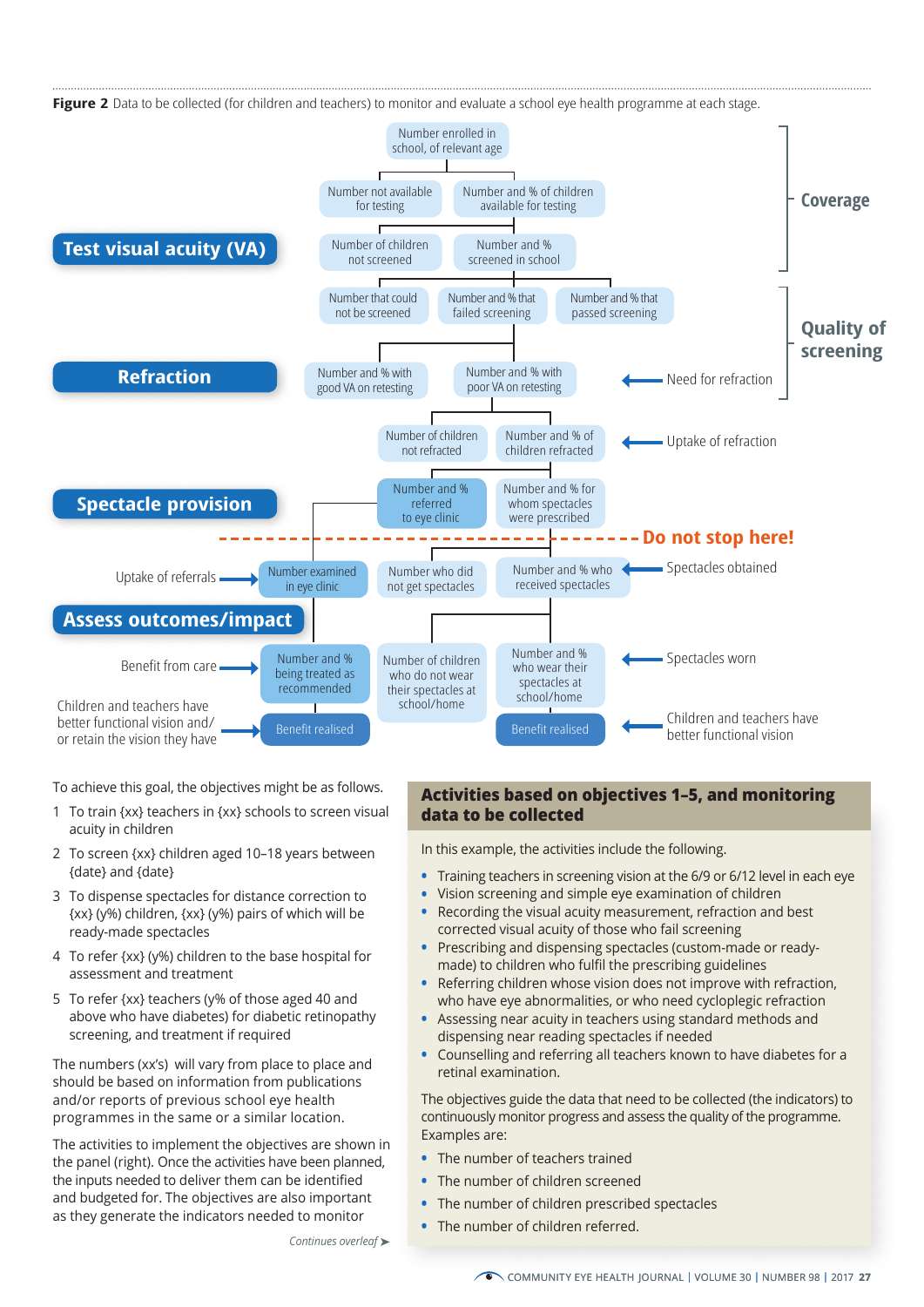**Figure 2** Data to be collected (for children and teachers) to monitor and evaluate a school eye health programme at each stage.

**Test visual acuity (VA)**

- Number enrolled in school, of relevant age
  - Number not available for testing
  - Number and % of children available for testing
    - Number of children not screened
    - Number and % screened in school
      - Number that could not be screened
      - Number and % that failed screening
      - Number and % that passed screening

**Coverage**

**Quality of screening**

**Refraction**

- Number and % with good VA on retesting
- Number and % with poor VA on retesting ← Need for refraction
  - Number of children not refracted
  - Number and % of children refracted ← Uptake of refraction

**Spectacle provision**

- Number and % referred to eye clinic
- Number and % for whom spectacles were prescribed

**Do not stop here!**

- Uptake of referrals → Number examined in eye clinic
- Number who did not get spectacles
- Number and % who received spectacles ← Spectacles obtained

**Assess outcomes/impact**

- Benefit from care → Number and % being treated as recommended
- Number of children who do not wear their spectacles at school/home
- Number and % who wear their spectacles at school/home ← Spectacles worn
- Children and teachers have better functional vision and/or retain the vision they have → Benefit realised
- Benefit realised ← Children and teachers have better functional vision

To achieve this goal, the objectives might be as follows.

1. To train {xx} teachers in {xx} schools to screen visual acuity in children
2. To screen {xx} children aged 10–18 years between {date} and {date}
3. To dispense spectacles for distance correction to {xx} (y%) children, {xx} (y%) pairs of which will be ready-made spectacles
4. To refer {xx} (y%) children to the base hospital for assessment and treatment
5. To refer {xx} teachers (y% of those aged 40 and above who have diabetes) for diabetic retinopathy screening, and treatment if required

The numbers (xx's) will vary from place to place and should be based on information from publications and/or reports of previous school eye health programmes in the same or a similar location.

The activities to implement the objectives are shown in the panel (right). Once the activities have been planned, the inputs needed to deliver them can be identified and budgeted for. The objectives are also important as they generate the indicators needed to monitor

*Continues overleaf ➤*

## Activities based on objectives 1–5, and monitoring data to be collected

In this example, the activities include the following.

- Training teachers in screening vision at the 6/9 or 6/12 level in each eye
- Vision screening and simple eye examination of children
- Recording the visual acuity measurement, refraction and best corrected visual acuity of those who fail screening
- Prescribing and dispensing spectacles (custom-made or ready-made) to children who fulfil the prescribing guidelines
- Referring children whose vision does not improve with refraction, who have eye abnormalities, or who need cycloplegic refraction
- Assessing near acuity in teachers using standard methods and dispensing near reading spectacles if needed
- Counselling and referring all teachers known to have diabetes for a retinal examination.

The objectives guide the data that need to be collected (the indicators) to continuously monitor progress and assess the quality of the programme. Examples are:

- The number of teachers trained
- The number of children screened
- The number of children prescribed spectacles
- The number of children referred.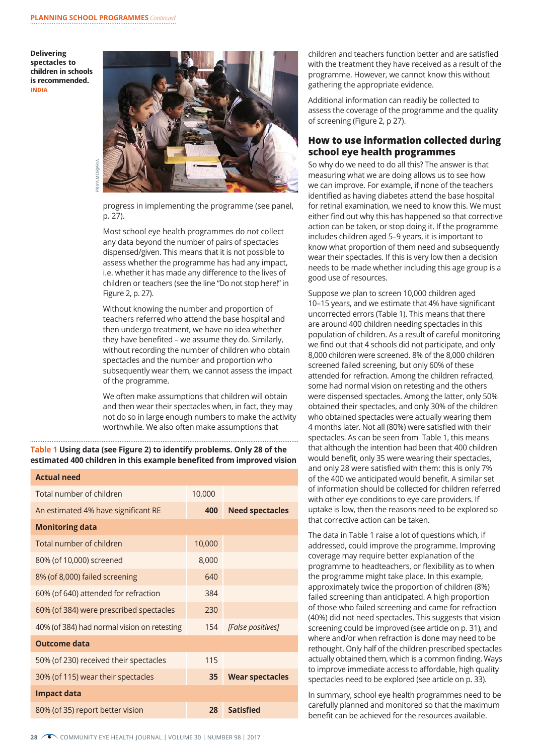Delivering spectacles to children in schools is recommended. INDIA

PRIYA MORJARIA

progress in implementing the programme (see panel, p. 27).

Most school eye health programmes do not collect any data beyond the number of pairs of spectacles dispensed/given. This means that it is not possible to assess whether the programme has had any impact, i.e. whether it has made any difference to the lives of children or teachers (see the line "Do not stop here!" in Figure 2, p. 27).

Without knowing the number and proportion of teachers referred who attend the base hospital and then undergo treatment, we have no idea whether they have benefited – we assume they do. Similarly, without recording the number of children who obtain spectacles and the number and proportion who subsequently wear them, we cannot assess the impact of the programme.

We often make assumptions that children will obtain and then wear their spectacles when, in fact, they may not do so in large enough numbers to make the activity worthwhile. We also often make assumptions that children and teachers function better and are satisfied with the treatment they have received as a result of the programme. However, we cannot know this without gathering the appropriate evidence.

Additional information can readily be collected to assess the coverage of the programme and the quality of screening (Figure 2, p 27).

**Table 1** Using data (see Figure 2) to identify problems. Only 28 of the estimated 400 children in this example benefited from improved vision

| | | |
|---|---|---|
| **Actual need** | | |
| Total number of children | 10,000 | |
| An estimated 4% have significant RE | **400** | **Need spectacles** |
| **Monitoring data** | | |
| Total number of children | 10,000 | |
| 80% (of 10,000) screened | 8,000 | |
| 8% (of 8,000) failed screening | 640 | |
| 60% (of 640) attended for refraction | 384 | |
| 60% (of 384) were prescribed spectacles | 230 | |
| 40% (of 384) had normal vision on retesting | 154 | *[False positives]* |
| **Outcome data** | | |
| 50% (of 230) received their spectacles | 115 | |
| 30% (of 115) wear their spectacles | **35** | **Wear spectacles** |
| **Impact data** | | |
| 80% (of 35) report better vision | **28** | **Satisfied** |

## How to use information collected during school eye health programmes

So why do we need to do all this? The answer is that measuring what we are doing allows us to see how we can improve. For example, if none of the teachers identified as having diabetes attend the base hospital for retinal examination, we need to know this. We must either find out why this has happened so that corrective action can be taken, or stop doing it. If the programme includes children aged 5–9 years, it is important to know what proportion of them need and subsequently wear their spectacles. If this is very low then a decision needs to be made whether including this age group is a good use of resources.

Suppose we plan to screen 10,000 children aged 10–15 years, and we estimate that 4% have significant uncorrected errors (Table 1). This means that there are around 400 children needing spectacles in this population of children. As a result of careful monitoring we find out that 4 schools did not participate, and only 8,000 children were screened. 8% of the 8,000 children screened failed screening, but only 60% of these attended for refraction. Among the children refracted, some had normal vision on retesting and the others were dispensed spectacles. Among the latter, only 50% obtained their spectacles, and only 30% of the children who obtained spectacles were actually wearing them 4 months later. Not all (80%) were satisfied with their spectacles. As can be seen from Table 1, this means that although the intention had been that 400 children would benefit, only 35 were wearing their spectacles, and only 28 were satisfied with them: this is only 7% of the 400 we anticipated would benefit. A similar set of information should be collected for children referred with other eye conditions to eye care providers. If uptake is low, then the reasons need to be explored so that corrective action can be taken.

The data in Table 1 raise a lot of questions which, if addressed, could improve the programme. Improving coverage may require better explanation of the programme to headteachers, or flexibility as to when the programme might take place. In this example, approximately twice the proportion of children (8%) failed screening than anticipated. A high proportion of those who failed screening and came for refraction (40%) did not need spectacles. This suggests that vision screening could be improved (see article on p. 31), and where and/or when refraction is done may need to be rethought. Only half of the children prescribed spectacles actually obtained them, which is a common finding. Ways to improve immediate access to affordable, high quality spectacles need to be explored (see article on p. 33).

In summary, school eye health programmes need to be carefully planned and monitored so that the maximum benefit can be achieved for the resources available.